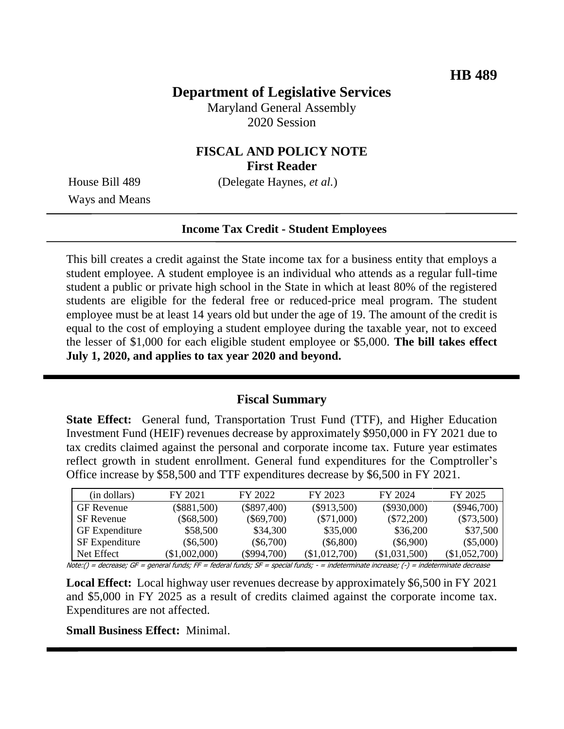**HB 489**

# Department of Legislative Services

Maryland General Assembly
2020 Session

## FISCAL AND POLICY NOTE
**First Reader**

House Bill 489 (Delegate Haynes, *et al.*)
Ways and Means

**Income Tax Credit - Student Employees**

This bill creates a credit against the State income tax for a business entity that employs a student employee. A student employee is an individual who attends as a regular full-time student a public or private high school in the State in which at least 80% of the registered students are eligible for the federal free or reduced-price meal program. The student employee must be at least 14 years old but under the age of 19. The amount of the credit is equal to the cost of employing a student employee during the taxable year, not to exceed the lesser of $1,000 for each eligible student employee or $5,000. **The bill takes effect July 1, 2020, and applies to tax year 2020 and beyond.**

## Fiscal Summary

**State Effect:** General fund, Transportation Trust Fund (TTF), and Higher Education Investment Fund (HEIF) revenues decrease by approximately $950,000 in FY 2021 due to tax credits claimed against the personal and corporate income tax. Future year estimates reflect growth in student enrollment. General fund expenditures for the Comptroller's Office increase by $58,500 and TTF expenditures decrease by $6,500 in FY 2021.

| (in dollars) | FY 2021 | FY 2022 | FY 2023 | FY 2024 | FY 2025 |
|---|---|---|---|---|---|
| GF Revenue | ($881,500) | ($897,400) | ($913,500) | ($930,000) | ($946,700) |
| SF Revenue | ($68,500) | ($69,700) | ($71,000) | ($72,200) | ($73,500) |
| GF Expenditure | $58,500 | $34,300 | $35,000 | $36,200 | $37,500 |
| SF Expenditure | ($6,500) | ($6,700) | ($6,800) | ($6,900) | ($5,000) |
| Net Effect | ($1,002,000) | ($994,700) | ($1,012,700) | ($1,031,500) | ($1,052,700) |

Note:() = decrease; GF = general funds; FF = federal funds; SF = special funds; - = indeterminate increase; (-) = indeterminate decrease

**Local Effect:** Local highway user revenues decrease by approximately $6,500 in FY 2021 and $5,000 in FY 2025 as a result of credits claimed against the corporate income tax. Expenditures are not affected.

**Small Business Effect:** Minimal.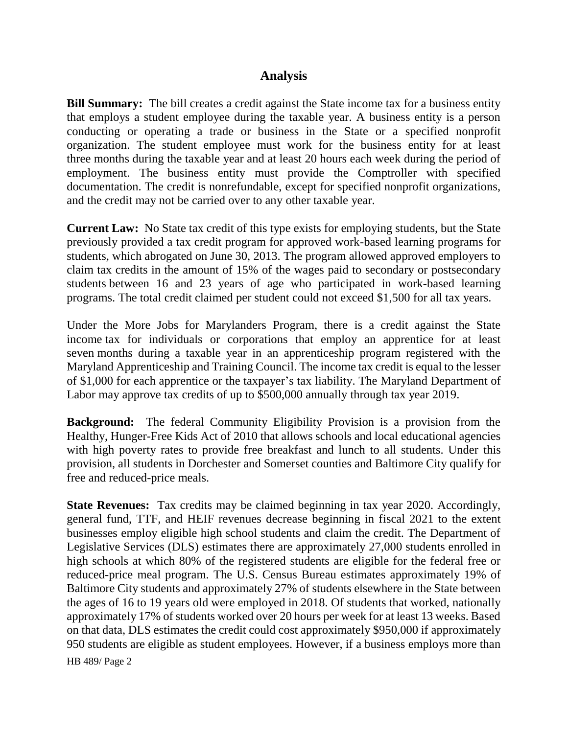## Analysis

**Bill Summary:** The bill creates a credit against the State income tax for a business entity that employs a student employee during the taxable year. A business entity is a person conducting or operating a trade or business in the State or a specified nonprofit organization. The student employee must work for the business entity for at least three months during the taxable year and at least 20 hours each week during the period of employment. The business entity must provide the Comptroller with specified documentation. The credit is nonrefundable, except for specified nonprofit organizations, and the credit may not be carried over to any other taxable year.

**Current Law:** No State tax credit of this type exists for employing students, but the State previously provided a tax credit program for approved work-based learning programs for students, which abrogated on June 30, 2013. The program allowed approved employers to claim tax credits in the amount of 15% of the wages paid to secondary or postsecondary students between 16 and 23 years of age who participated in work-based learning programs. The total credit claimed per student could not exceed $1,500 for all tax years.

Under the More Jobs for Marylanders Program, there is a credit against the State income tax for individuals or corporations that employ an apprentice for at least seven months during a taxable year in an apprenticeship program registered with the Maryland Apprenticeship and Training Council. The income tax credit is equal to the lesser of $1,000 for each apprentice or the taxpayer's tax liability. The Maryland Department of Labor may approve tax credits of up to $500,000 annually through tax year 2019.

**Background:** The federal Community Eligibility Provision is a provision from the Healthy, Hunger-Free Kids Act of 2010 that allows schools and local educational agencies with high poverty rates to provide free breakfast and lunch to all students. Under this provision, all students in Dorchester and Somerset counties and Baltimore City qualify for free and reduced-price meals.

**State Revenues:** Tax credits may be claimed beginning in tax year 2020. Accordingly, general fund, TTF, and HEIF revenues decrease beginning in fiscal 2021 to the extent businesses employ eligible high school students and claim the credit. The Department of Legislative Services (DLS) estimates there are approximately 27,000 students enrolled in high schools at which 80% of the registered students are eligible for the federal free or reduced-price meal program. The U.S. Census Bureau estimates approximately 19% of Baltimore City students and approximately 27% of students elsewhere in the State between the ages of 16 to 19 years old were employed in 2018. Of students that worked, nationally approximately 17% of students worked over 20 hours per week for at least 13 weeks. Based on that data, DLS estimates the credit could cost approximately $950,000 if approximately 950 students are eligible as student employees. However, if a business employs more than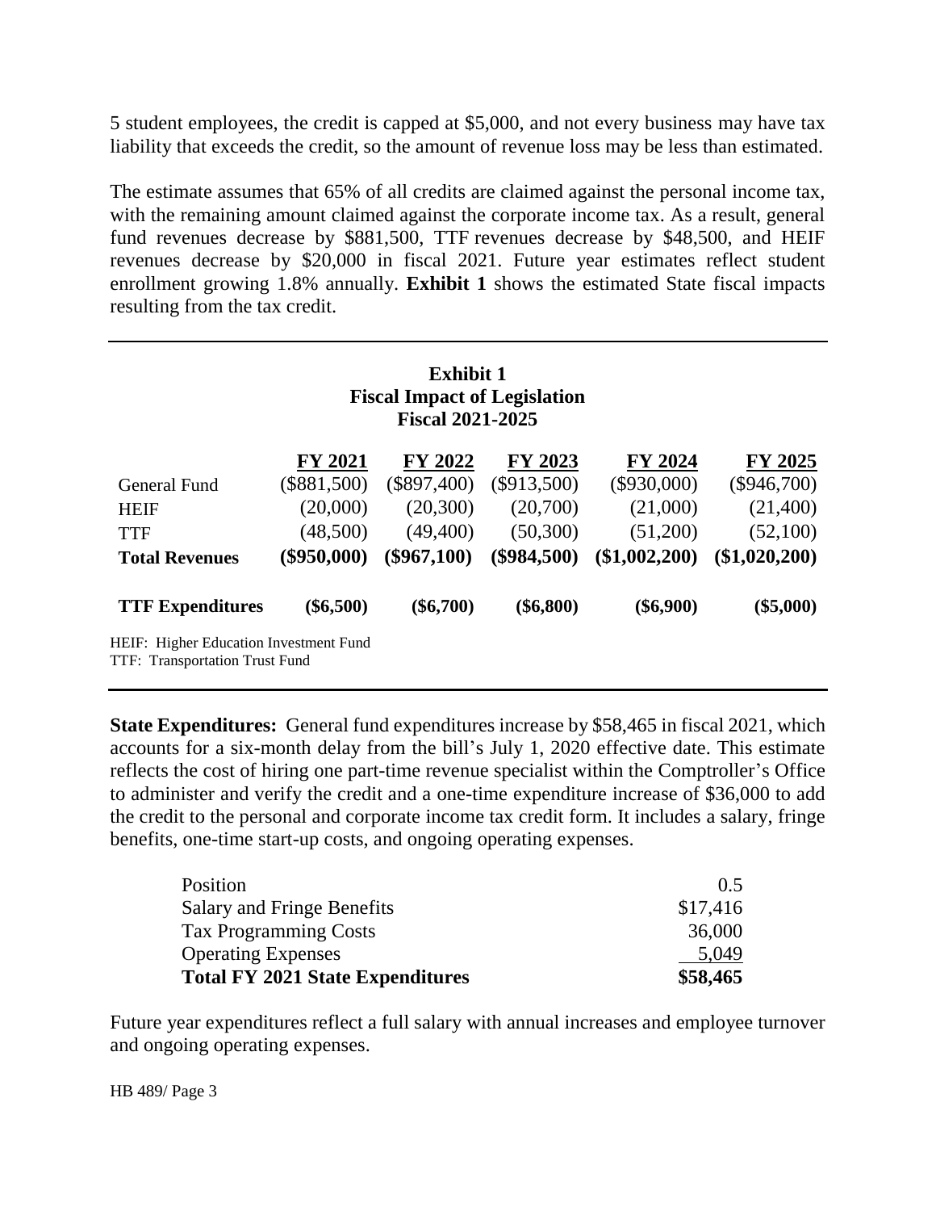5 student employees, the credit is capped at $5,000, and not every business may have tax liability that exceeds the credit, so the amount of revenue loss may be less than estimated.

The estimate assumes that 65% of all credits are claimed against the personal income tax, with the remaining amount claimed against the corporate income tax. As a result, general fund revenues decrease by $881,500, TTF revenues decrease by $48,500, and HEIF revenues decrease by $20,000 in fiscal 2021. Future year estimates reflect student enrollment growing 1.8% annually. **Exhibit 1** shows the estimated State fiscal impacts resulting from the tax credit.

**Exhibit 1**
**Fiscal Impact of Legislation**
**Fiscal 2021-2025**

| | FY 2021 | FY 2022 | FY 2023 | FY 2024 | FY 2025 |
|---|---|---|---|---|---|
| General Fund | ($881,500) | ($897,400) | ($913,500) | ($930,000) | ($946,700) |
| HEIF | (20,000) | (20,300) | (20,700) | (21,000) | (21,400) |
| TTF | (48,500) | (49,400) | (50,300) | (51,200) | (52,100) |
| **Total Revenues** | **($950,000)** | **($967,100)** | **($984,500)** | **($1,002,200)** | **($1,020,200)** |
| **TTF Expenditures** | **($6,500)** | **($6,700)** | **($6,800)** | **($6,900)** | **($5,000)** |

HEIF: Higher Education Investment Fund
TTF: Transportation Trust Fund

**State Expenditures:** General fund expenditures increase by $58,465 in fiscal 2021, which accounts for a six-month delay from the bill's July 1, 2020 effective date. This estimate reflects the cost of hiring one part-time revenue specialist within the Comptroller's Office to administer and verify the credit and a one-time expenditure increase of $36,000 to add the credit to the personal and corporate income tax credit form. It includes a salary, fringe benefits, one-time start-up costs, and ongoing operating expenses.

| | |
|---|---|
| Position | 0.5 |
| Salary and Fringe Benefits | $17,416 |
| Tax Programming Costs | 36,000 |
| Operating Expenses | 5,049 |
| **Total FY 2021 State Expenditures** | **$58,465** |

Future year expenditures reflect a full salary with annual increases and employee turnover and ongoing operating expenses.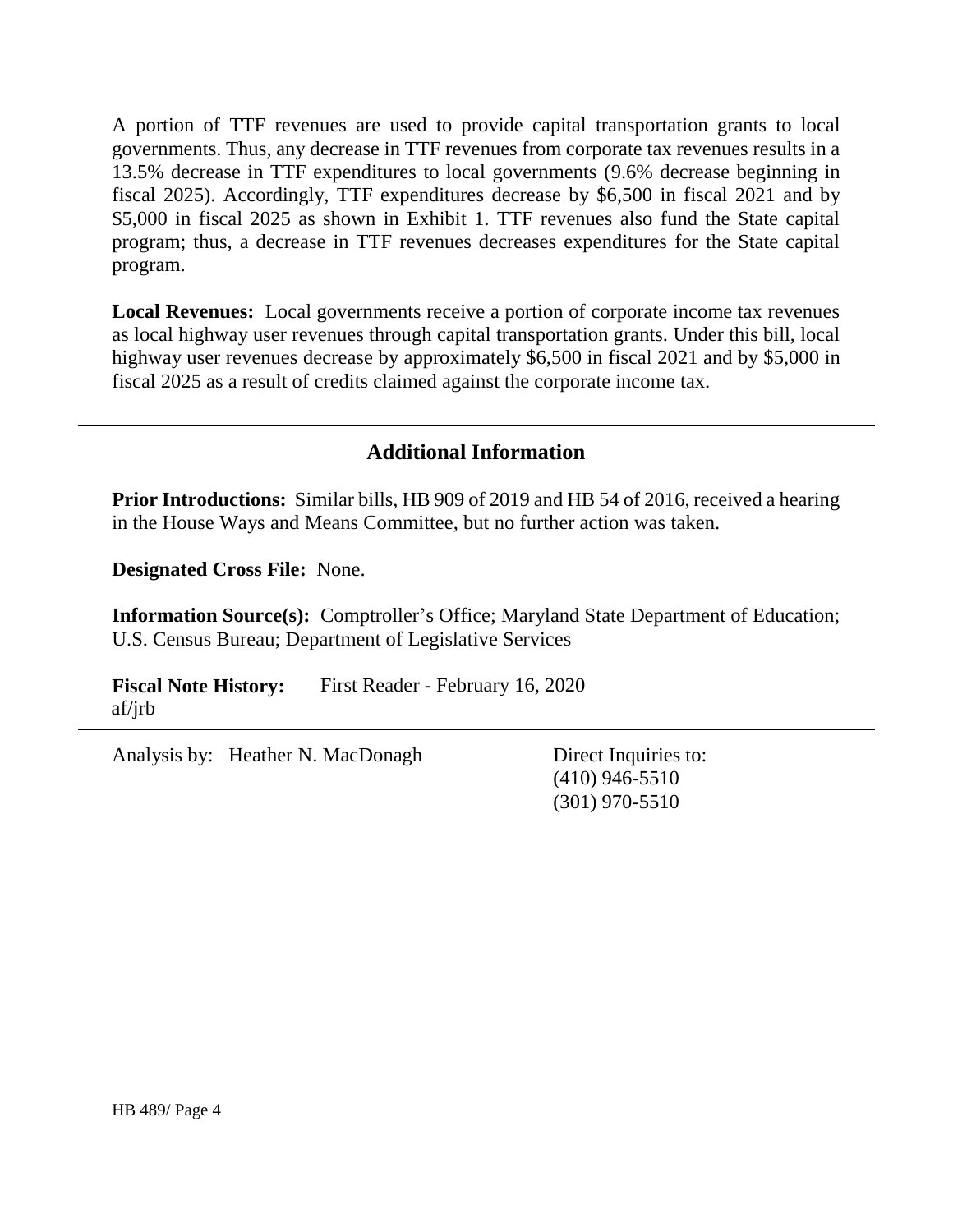A portion of TTF revenues are used to provide capital transportation grants to local governments. Thus, any decrease in TTF revenues from corporate tax revenues results in a 13.5% decrease in TTF expenditures to local governments (9.6% decrease beginning in fiscal 2025). Accordingly, TTF expenditures decrease by $6,500 in fiscal 2021 and by $5,000 in fiscal 2025 as shown in Exhibit 1. TTF revenues also fund the State capital program; thus, a decrease in TTF revenues decreases expenditures for the State capital program.

**Local Revenues:** Local governments receive a portion of corporate income tax revenues as local highway user revenues through capital transportation grants. Under this bill, local highway user revenues decrease by approximately $6,500 in fiscal 2021 and by $5,000 in fiscal 2025 as a result of credits claimed against the corporate income tax.

## Additional Information

**Prior Introductions:** Similar bills, HB 909 of 2019 and HB 54 of 2016, received a hearing in the House Ways and Means Committee, but no further action was taken.

**Designated Cross File:** None.

**Information Source(s):** Comptroller's Office; Maryland State Department of Education; U.S. Census Bureau; Department of Legislative Services

**Fiscal Note History:** First Reader - February 16, 2020
af/jrb

Analysis by: Heather N. MacDonagh

Direct Inquiries to:
(410) 946-5510
(301) 970-5510